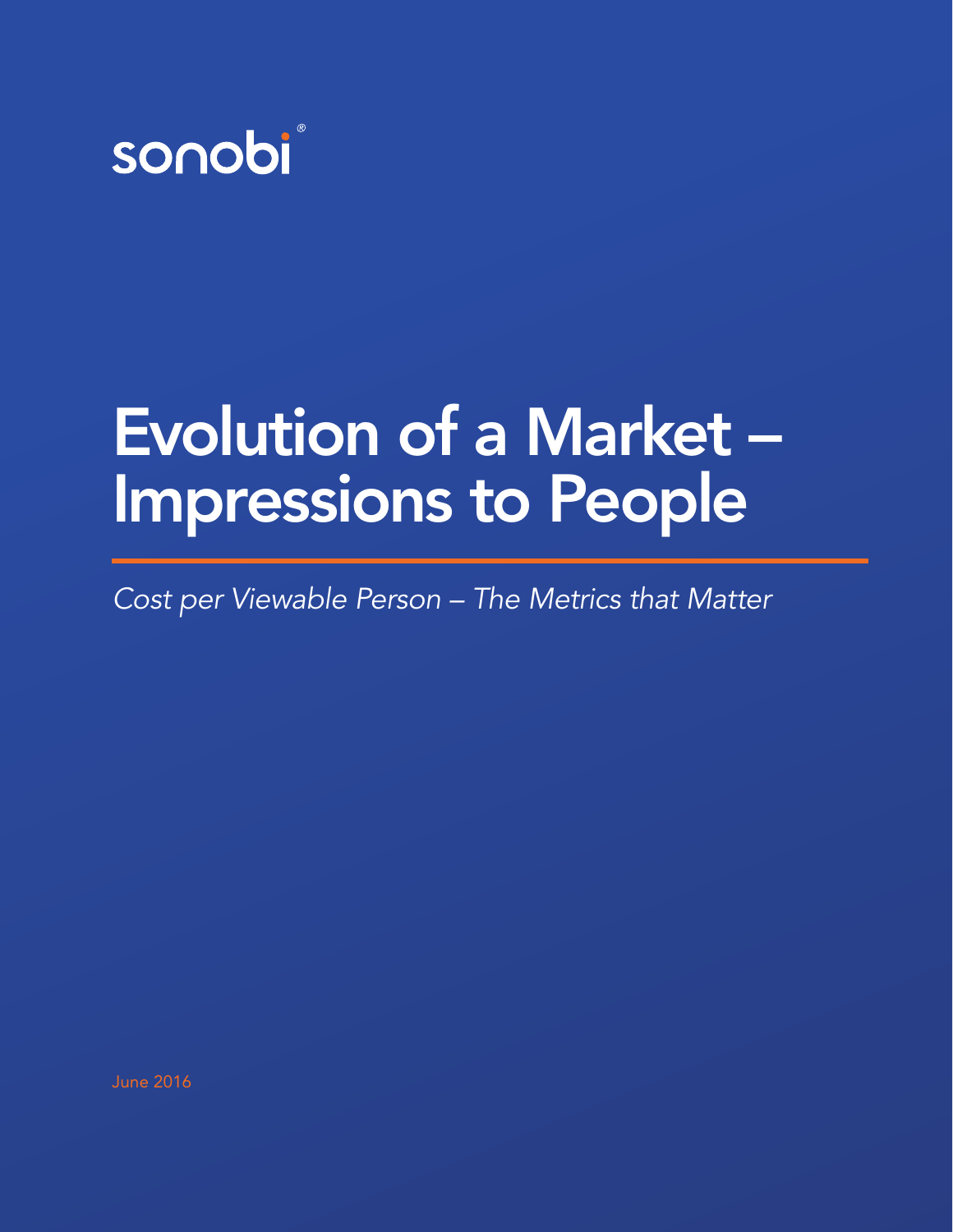sonobi®

# Evolution of a Market – Impressions to People

*Cost per Viewable Person – The Metrics that Matter*

June 2016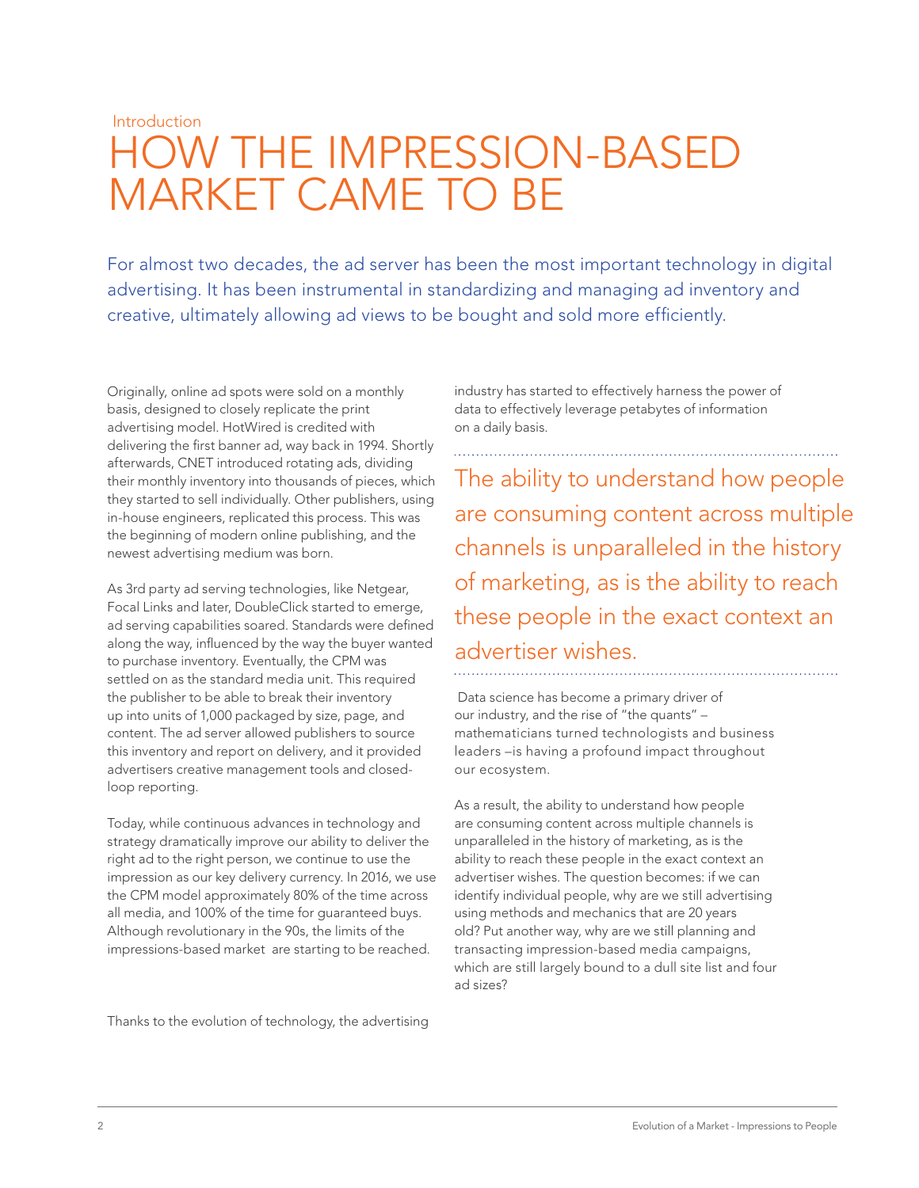Introduction

# HOW THE IMPRESSION-BASED MARKET CAME TO BE

For almost two decades, the ad server has been the most important technology in digital advertising. It has been instrumental in standardizing and managing ad inventory and creative, ultimately allowing ad views to be bought and sold more efficiently.

Originally, online ad spots were sold on a monthly basis, designed to closely replicate the print advertising model. HotWired is credited with delivering the first banner ad, way back in 1994. Shortly afterwards, CNET introduced rotating ads, dividing their monthly inventory into thousands of pieces, which they started to sell individually. Other publishers, using in-house engineers, replicated this process. This was the beginning of modern online publishing, and the newest advertising medium was born.

As 3rd party ad serving technologies, like Netgear, Focal Links and later, DoubleClick started to emerge, ad serving capabilities soared. Standards were defined along the way, influenced by the way the buyer wanted to purchase inventory. Eventually, the CPM was settled on as the standard media unit. This required the publisher to be able to break their inventory up into units of 1,000 packaged by size, page, and content. The ad server allowed publishers to source this inventory and report on delivery, and it provided advertisers creative management tools and closed-loop reporting.

Today, while continuous advances in technology and strategy dramatically improve our ability to deliver the right ad to the right person, we continue to use the impression as our key delivery currency. In 2016, we use the CPM model approximately 80% of the time across all media, and 100% of the time for guaranteed buys. Although revolutionary in the 90s, the limits of the impressions-based market are starting to be reached.

Thanks to the evolution of technology, the advertising industry has started to effectively harness the power of data to effectively leverage petabytes of information on a daily basis.

> The ability to understand how people are consuming content across multiple channels is unparalleled in the history of marketing, as is the ability to reach these people in the exact context an advertiser wishes.

Data science has become a primary driver of our industry, and the rise of "the quants" – mathematicians turned technologists and business leaders –is having a profound impact throughout our ecosystem.

As a result, the ability to understand how people are consuming content across multiple channels is unparalleled in the history of marketing, as is the ability to reach these people in the exact context an advertiser wishes. The question becomes: if we can identify individual people, why are we still advertising using methods and mechanics that are 20 years old? Put another way, why are we still planning and transacting impression-based media campaigns, which are still largely bound to a dull site list and four ad sizes?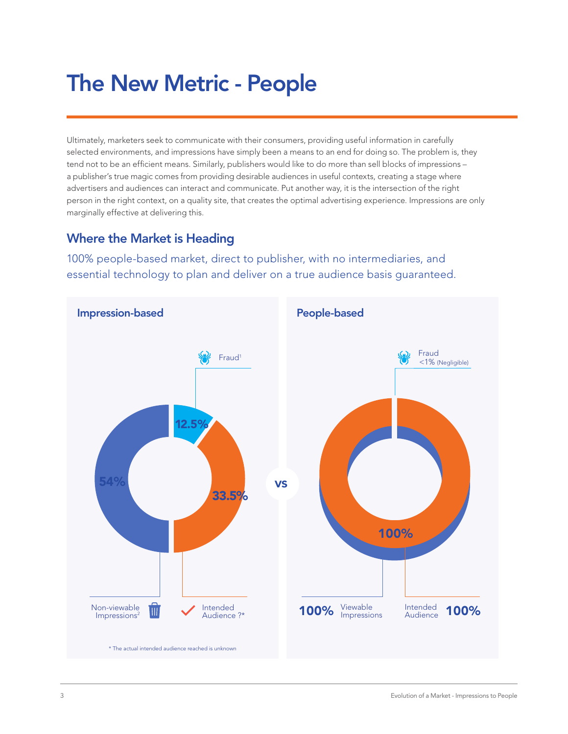# The New Metric - People

Ultimately, marketers seek to communicate with their consumers, providing useful information in carefully selected environments, and impressions have simply been a means to an end for doing so. The problem is, they tend not to be an efficient means. Similarly, publishers would like to do more than sell blocks of impressions – a publisher's true magic comes from providing desirable audiences in useful contexts, creating a stage where advertisers and audiences can interact and communicate. Put another way, it is the intersection of the right person in the right context, on a quality site, that creates the optimal advertising experience. Impressions are only marginally effective at delivering this.

## Where the Market is Heading

100% people-based market, direct to publisher, with no intermediaries, and essential technology to plan and deliver on a true audience basis guaranteed.

### Impression-based

Fraud[1]

12.5%

54%

33.5%

Non-viewable Impressions[2]

Intended Audience ?*

\* The actual intended audience reached is unknown

vs

### People-based

Fraud <1% (Negligible)

100%

100% Viewable Impressions

Intended Audience 100%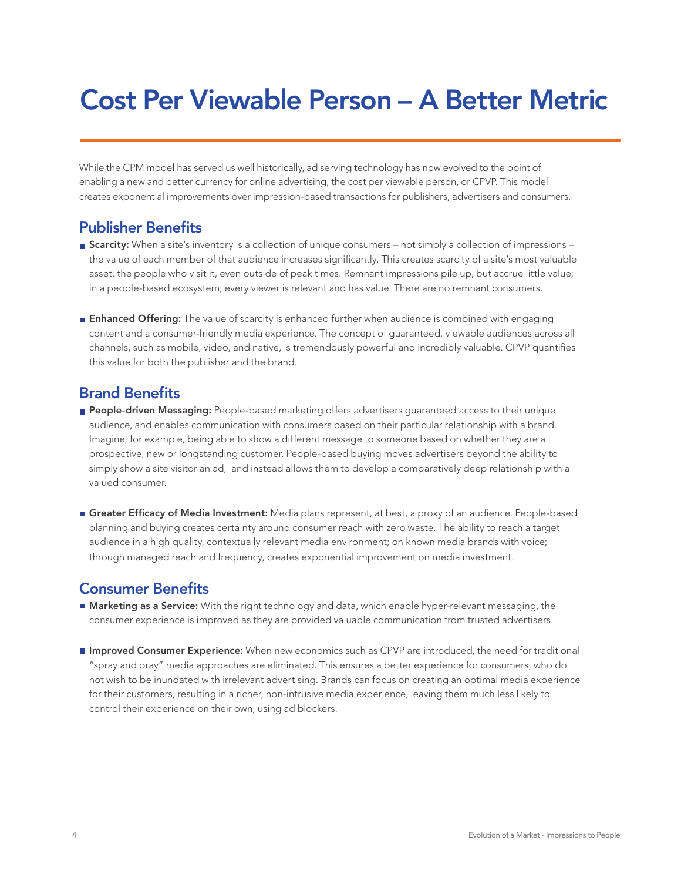# Cost Per Viewable Person – A Better Metric

While the CPM model has served us well historically, ad serving technology has now evolved to the point of enabling a new and better currency for online advertising, the cost per viewable person, or CPVP. This model creates exponential improvements over impression-based transactions for publishers, advertisers and consumers.

## Publisher Benefits

- **Scarcity:** When a site's inventory is a collection of unique consumers – not simply a collection of impressions – the value of each member of that audience increases significantly. This creates scarcity of a site's most valuable asset, the people who visit it, even outside of peak times. Remnant impressions pile up, but accrue little value; in a people-based ecosystem, every viewer is relevant and has value. There are no remnant consumers.

- **Enhanced Offering:** The value of scarcity is enhanced further when audience is combined with engaging content and a consumer-friendly media experience. The concept of guaranteed, viewable audiences across all channels, such as mobile, video, and native, is tremendously powerful and incredibly valuable. CPVP quantifies this value for both the publisher and the brand.

## Brand Benefits

- **People-driven Messaging:** People-based marketing offers advertisers guaranteed access to their unique audience, and enables communication with consumers based on their particular relationship with a brand. Imagine, for example, being able to show a different message to someone based on whether they are a prospective, new or longstanding customer. People-based buying moves advertisers beyond the ability to simply show a site visitor an ad, and instead allows them to develop a comparatively deep relationship with a valued consumer.

- **Greater Efficacy of Media Investment:** Media plans represent, at best, a proxy of an audience. People-based planning and buying creates certainty around consumer reach with zero waste. The ability to reach a target audience in a high quality, contextually relevant media environment; on known media brands with voice; through managed reach and frequency, creates exponential improvement on media investment.

## Consumer Benefits

- **Marketing as a Service:** With the right technology and data, which enable hyper-relevant messaging, the consumer experience is improved as they are provided valuable communication from trusted advertisers.

- **Improved Consumer Experience:** When new economics such as CPVP are introduced, the need for traditional "spray and pray" media approaches are eliminated. This ensures a better experience for consumers, who do not wish to be inundated with irrelevant advertising. Brands can focus on creating an optimal media experience for their customers, resulting in a richer, non-intrusive media experience, leaving them much less likely to control their experience on their own, using ad blockers.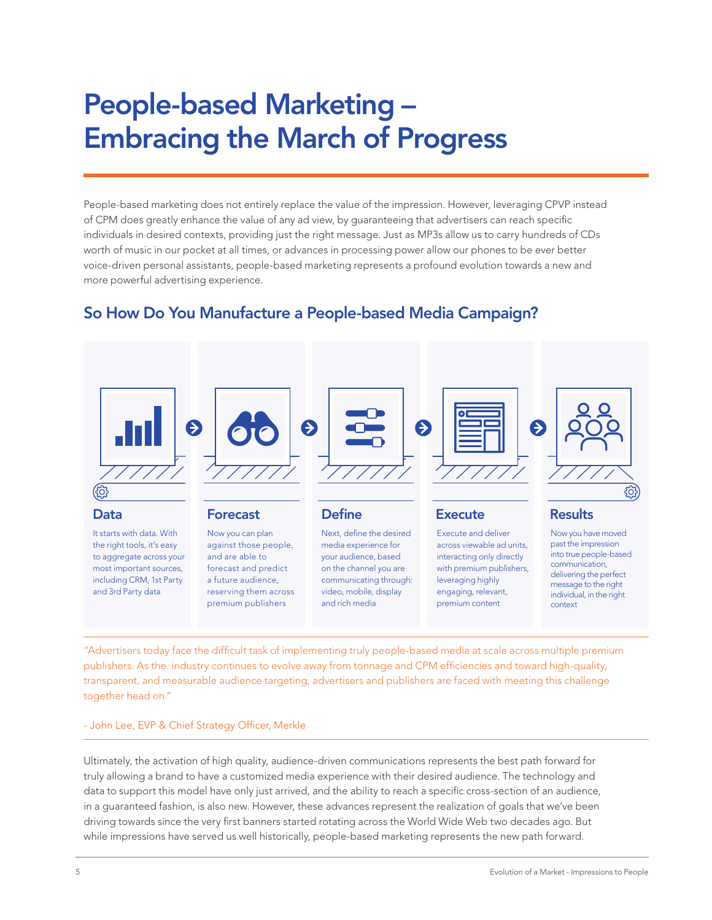# People-based Marketing – Embracing the March of Progress

People-based marketing does not entirely replace the value of the impression. However, leveraging CPVP instead of CPM does greatly enhance the value of any ad view, by guaranteeing that advertisers can reach specific individuals in desired contexts, providing just the right message. Just as MP3s allow us to carry hundreds of CDs worth of music in our pocket at all times, or advances in processing power allow our phones to be ever better voice-driven personal assistants, people-based marketing represents a profound evolution towards a new and more powerful advertising experience.

## So How Do You Manufacture a People-based Media Campaign?

### Data

It starts with data. With the right tools, it's easy to aggregate across your most important sources, including CRM, 1st Party and 3rd Party data

### Forecast

Now you can plan against those people, and are able to forecast and predict a future audience, reserving them across premium publishers

### Define

Next, define the desired media experience for your audience, based on the channel you are communicating through: video, mobile, display and rich media

### Execute

Execute and deliver across viewable ad units, interacting only directly with premium publishers, leveraging highly engaging, relevant, premium content

### Results

Now you have moved past the impression into true people-based communication, delivering the perfect message to the right individual, in the right context

"Advertisers today face the difficult task of implementing truly people-based media at scale across multiple premium publishers. As the industry continues to evolve away from tonnage and CPM efficiencies and toward high-quality, transparent, and measurable audience targeting, advertisers and publishers are faced with meeting this challenge together head on."

- John Lee, EVP & Chief Strategy Officer, Merkle

Ultimately, the activation of high quality, audience-driven communications represents the best path forward for truly allowing a brand to have a customized media experience with their desired audience. The technology and data to support this model have only just arrived, and the ability to reach a specific cross-section of an audience, in a guaranteed fashion, is also new. However, these advances represent the realization of goals that we've been driving towards since the very first banners started rotating across the World Wide Web two decades ago. But while impressions have served us well historically, people-based marketing represents the new path forward.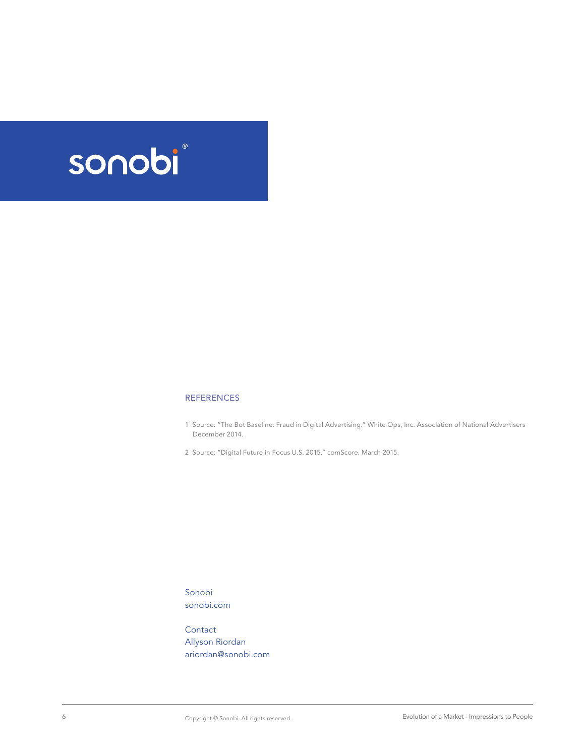sonobi®

## REFERENCES

1. Source: "The Bot Baseline: Fraud in Digital Advertising." White Ops, Inc. Association of National Advertisers December 2014.
2. Source: "Digital Future in Focus U.S. 2015." comScore. March 2015.

Sonobi
sonobi.com

Contact
Allyson Riordan
ariordan@sonobi.com

Copyright © Sonobi. All rights reserved.